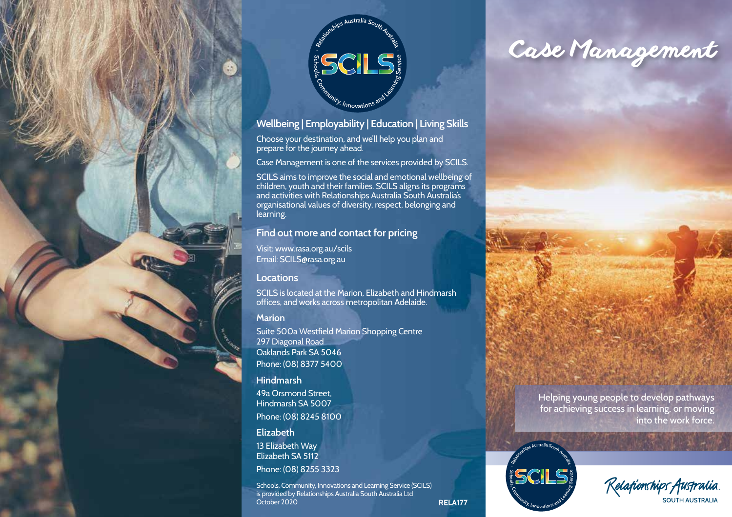# Case Management

Helping young people to develop pathways for achieving success in learning, or moving into the work force.

## Wellbeing | Employability | Education | Living Skills

Choose your destination, and we'll help you plan and prepare for the journey ahead.

Case Management is one of the services provided by SCILS.

SCILS aims to improve the social and emotional wellbeing of children, youth and their families. SCILS aligns its programs and activities with Relationships Australia South Australia's organisational values of diversity, respect, belonging and learning.

## Find out more and contact for pricing

Visit: www.rasa.org.au/scils
Email: SCILS@rasa.org.au

## Locations

SCILS is located at the Marion, Elizabeth and Hindmarsh offices, and works across metropolitan Adelaide.

### Marion

Suite 500a Westfield Marion Shopping Centre
297 Diagonal Road
Oaklands Park SA 5046
Phone: (08) 8377 5400

### Hindmarsh

49a Orsmond Street,
Hindmarsh SA 5007
Phone: (08) 8245 8100

### Elizabeth

13 Elizabeth Way
Elizabeth SA 5112
Phone: (08) 8255 3323

Schools, Community, Innovations and Learning Service (SCILS) is provided by Relationships Australia South Australia Ltd
October 2020

RELA177

Relationships Australia
SOUTH AUSTRALIA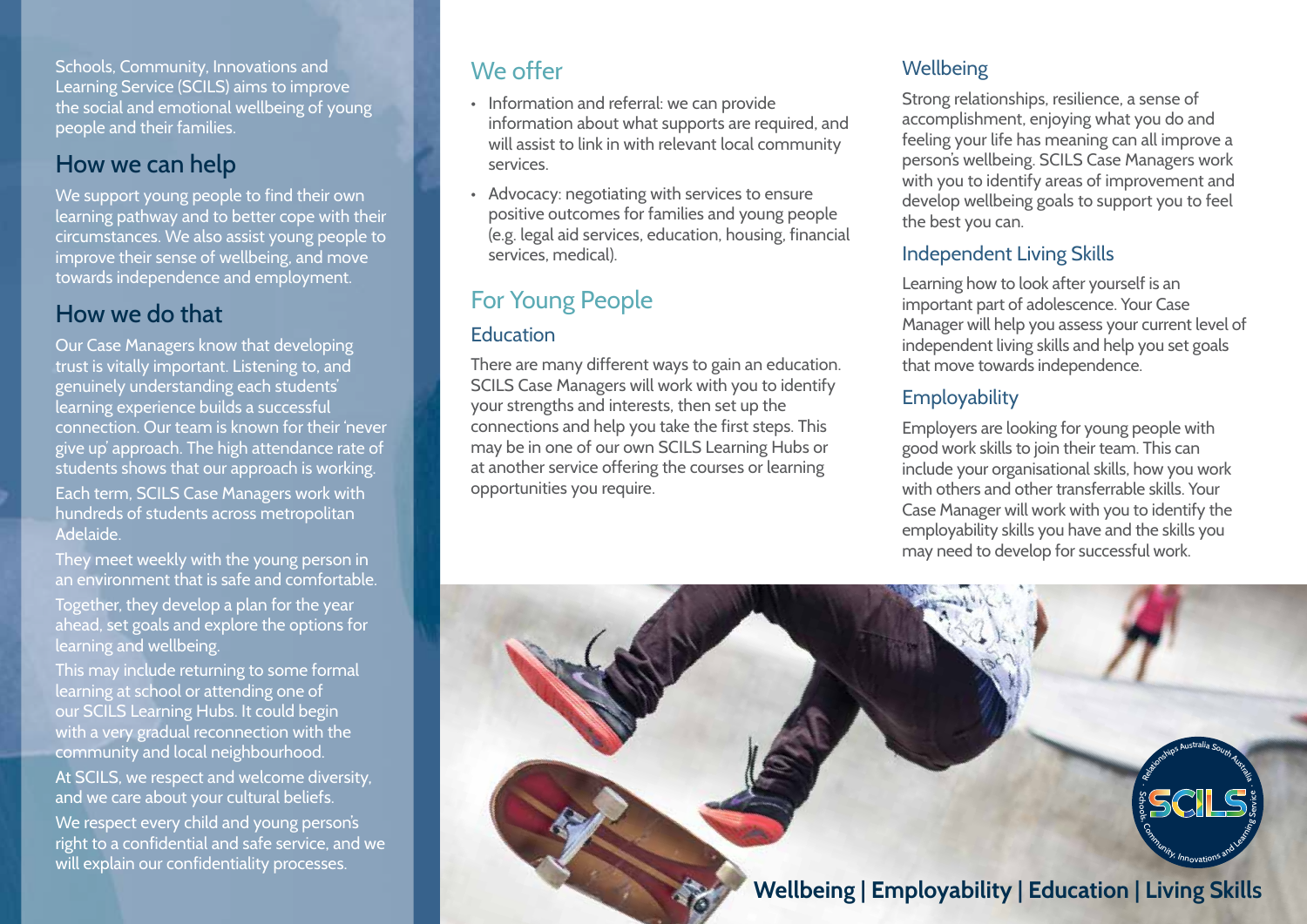Schools, Community, Innovations and Learning Service (SCILS) aims to improve the social and emotional wellbeing of young people and their families.

## How we can help

We support young people to find their own learning pathway and to better cope with their circumstances. We also assist young people to improve their sense of wellbeing, and move towards independence and employment.

## How we do that

Our Case Managers know that developing trust is vitally important. Listening to, and genuinely understanding each students' learning experience builds a successful connection. Our team is known for their 'never give up' approach. The high attendance rate of students shows that our approach is working.

Each term, SCILS Case Managers work with hundreds of students across metropolitan Adelaide.

They meet weekly with the young person in an environment that is safe and comfortable.

Together, they develop a plan for the year ahead, set goals and explore the options for learning and wellbeing.

This may include returning to some formal learning at school or attending one of our SCILS Learning Hubs. It could begin with a very gradual reconnection with the community and local neighbourhood.

At SCILS, we respect and welcome diversity, and we care about your cultural beliefs.

We respect every child and young person's right to a confidential and safe service, and we will explain our confidentiality processes.

## We offer

- Information and referral: we can provide information about what supports are required, and will assist to link in with relevant local community services.
- Advocacy: negotiating with services to ensure positive outcomes for families and young people (e.g. legal aid services, education, housing, financial services, medical).

## For Young People

### Education

There are many different ways to gain an education. SCILS Case Managers will work with you to identify your strengths and interests, then set up the connections and help you take the first steps. This may be in one of our own SCILS Learning Hubs or at another service offering the courses or learning opportunities you require.

### Wellbeing

Strong relationships, resilience, a sense of accomplishment, enjoying what you do and feeling your life has meaning can all improve a person's wellbeing. SCILS Case Managers work with you to identify areas of improvement and develop wellbeing goals to support you to feel the best you can.

### Independent Living Skills

Learning how to look after yourself is an important part of adolescence. Your Case Manager will help you assess your current level of independent living skills and help you set goals that move towards independence.

### Employability

Employers are looking for young people with good work skills to join their team. This can include your organisational skills, how you work with others and other transferrable skills. Your Case Manager will work with you to identify the employability skills you have and the skills you may need to develop for successful work.

Relationships Australia South Australia · Schools, Community, Innovations and Learning Service

SCILS

**Wellbeing | Employability | Education | Living Skills**